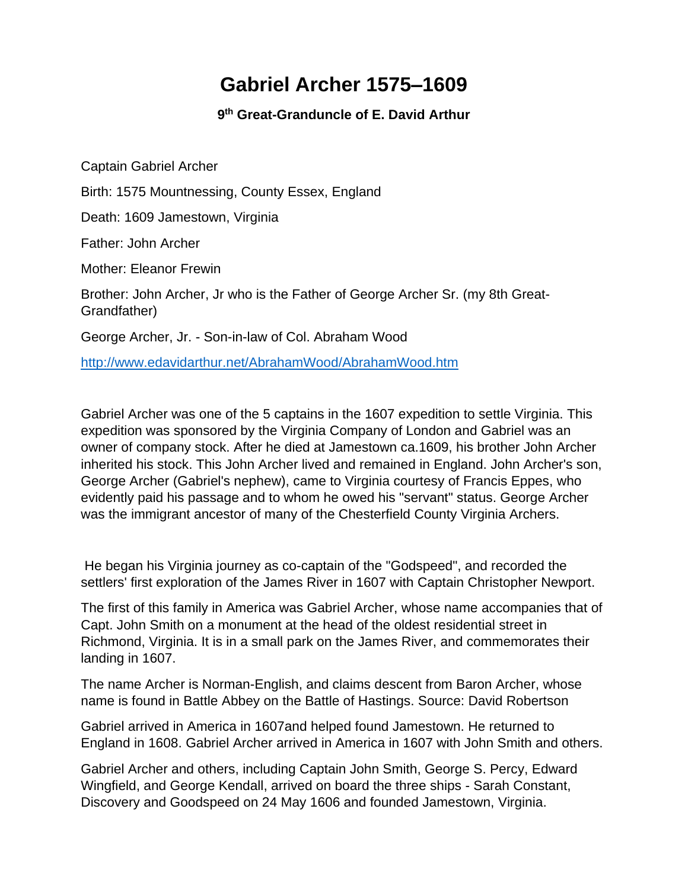# Gabriel Archer 1575–1609

### 9th Great-Granduncle of E. David Arthur

Captain Gabriel Archer

Birth: 1575 Mountnessing, County Essex, England

Death: 1609 Jamestown, Virginia

Father: John Archer

Mother: Eleanor Frewin

Brother: John Archer, Jr who is the Father of George Archer Sr. (my 8th Great-Grandfather)

George Archer, Jr. - Son-in-law of Col. Abraham Wood

http://www.edavidarthur.net/AbrahamWood/AbrahamWood.htm

Gabriel Archer was one of the 5 captains in the 1607 expedition to settle Virginia. This expedition was sponsored by the Virginia Company of London and Gabriel was an owner of company stock. After he died at Jamestown ca.1609, his brother John Archer inherited his stock. This John Archer lived and remained in England. John Archer's son, George Archer (Gabriel's nephew), came to Virginia courtesy of Francis Eppes, who evidently paid his passage and to whom he owed his "servant" status. George Archer was the immigrant ancestor of many of the Chesterfield County Virginia Archers.

He began his Virginia journey as co-captain of the "Godspeed", and recorded the settlers' first exploration of the James River in 1607 with Captain Christopher Newport.

The first of this family in America was Gabriel Archer, whose name accompanies that of Capt. John Smith on a monument at the head of the oldest residential street in Richmond, Virginia. It is in a small park on the James River, and commemorates their landing in 1607.

The name Archer is Norman-English, and claims descent from Baron Archer, whose name is found in Battle Abbey on the Battle of Hastings. Source: David Robertson

Gabriel arrived in America in 1607and helped found Jamestown. He returned to England in 1608. Gabriel Archer arrived in America in 1607 with John Smith and others.

Gabriel Archer and others, including Captain John Smith, George S. Percy, Edward Wingfield, and George Kendall, arrived on board the three ships - Sarah Constant, Discovery and Goodspeed on 24 May 1606 and founded Jamestown, Virginia.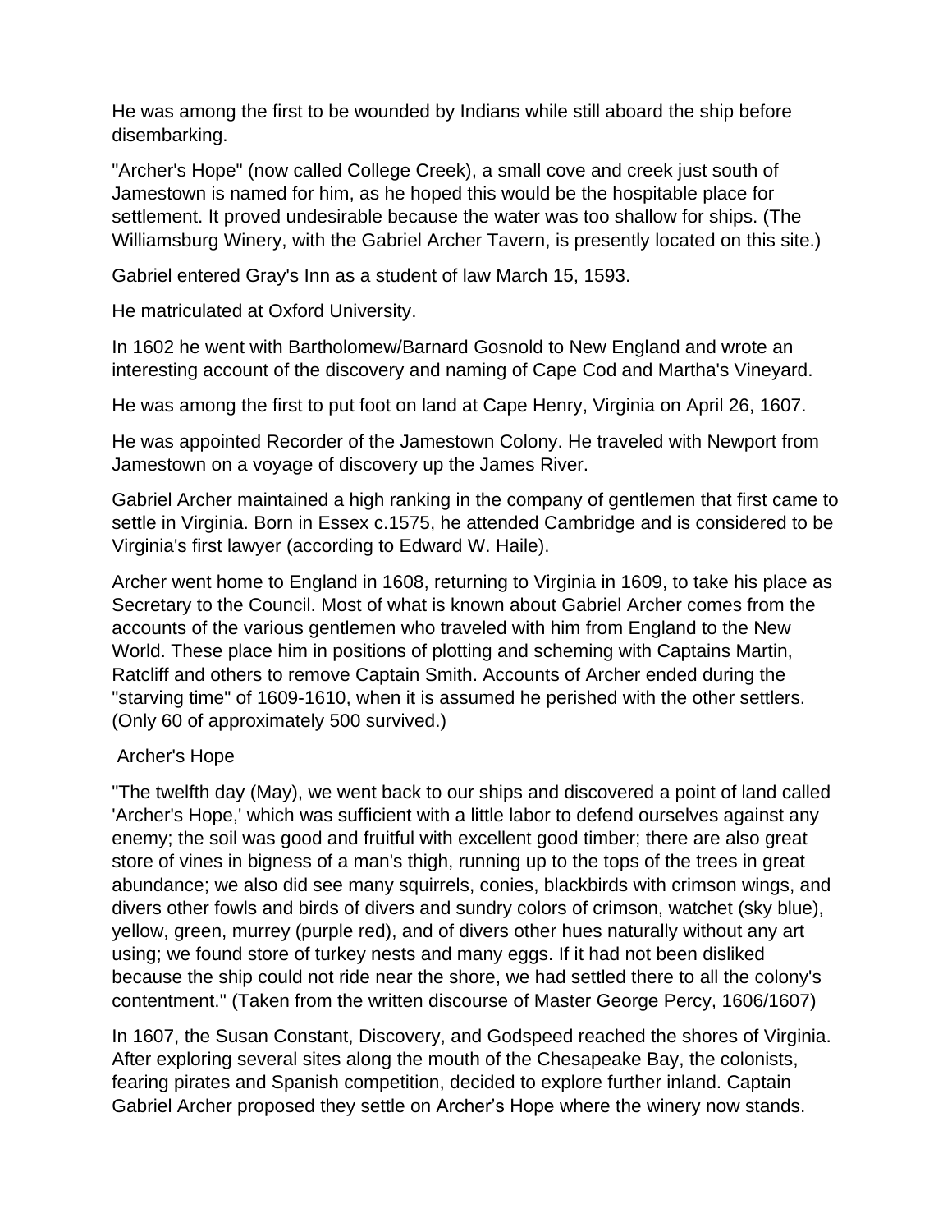He was among the first to be wounded by Indians while still aboard the ship before disembarking.

"Archer's Hope" (now called College Creek), a small cove and creek just south of Jamestown is named for him, as he hoped this would be the hospitable place for settlement. It proved undesirable because the water was too shallow for ships. (The Williamsburg Winery, with the Gabriel Archer Tavern, is presently located on this site.)

Gabriel entered Gray's Inn as a student of law March 15, 1593.

He matriculated at Oxford University.

In 1602 he went with Bartholomew/Barnard Gosnold to New England and wrote an interesting account of the discovery and naming of Cape Cod and Martha's Vineyard.

He was among the first to put foot on land at Cape Henry, Virginia on April 26, 1607.

He was appointed Recorder of the Jamestown Colony. He traveled with Newport from Jamestown on a voyage of discovery up the James River.

Gabriel Archer maintained a high ranking in the company of gentlemen that first came to settle in Virginia. Born in Essex c.1575, he attended Cambridge and is considered to be Virginia's first lawyer (according to Edward W. Haile).

Archer went home to England in 1608, returning to Virginia in 1609, to take his place as Secretary to the Council. Most of what is known about Gabriel Archer comes from the accounts of the various gentlemen who traveled with him from England to the New World. These place him in positions of plotting and scheming with Captains Martin, Ratcliff and others to remove Captain Smith. Accounts of Archer ended during the "starving time" of 1609-1610, when it is assumed he perished with the other settlers. (Only 60 of approximately 500 survived.)

Archer's Hope

"The twelfth day (May), we went back to our ships and discovered a point of land called 'Archer's Hope,' which was sufficient with a little labor to defend ourselves against any enemy; the soil was good and fruitful with excellent good timber; there are also great store of vines in bigness of a man's thigh, running up to the tops of the trees in great abundance; we also did see many squirrels, conies, blackbirds with crimson wings, and divers other fowls and birds of divers and sundry colors of crimson, watchet (sky blue), yellow, green, murrey (purple red), and of divers other hues naturally without any art using; we found store of turkey nests and many eggs. If it had not been disliked because the ship could not ride near the shore, we had settled there to all the colony's contentment." (Taken from the written discourse of Master George Percy, 1606/1607)

In 1607, the Susan Constant, Discovery, and Godspeed reached the shores of Virginia. After exploring several sites along the mouth of the Chesapeake Bay, the colonists, fearing pirates and Spanish competition, decided to explore further inland. Captain Gabriel Archer proposed they settle on Archer's Hope where the winery now stands.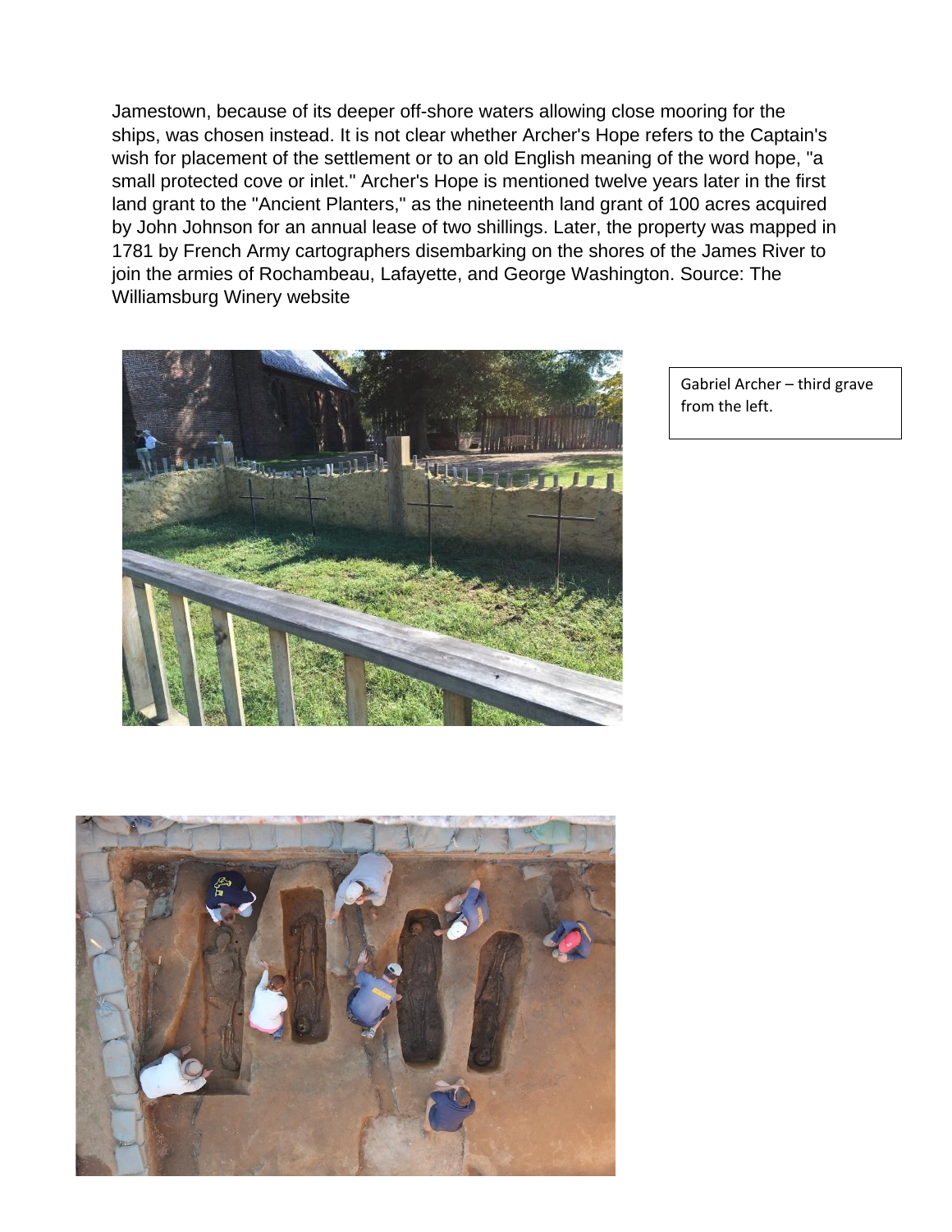Jamestown, because of its deeper off-shore waters allowing close mooring for the ships, was chosen instead. It is not clear whether Archer's Hope refers to the Captain's wish for placement of the settlement or to an old English meaning of the word hope, "a small protected cove or inlet." Archer's Hope is mentioned twelve years later in the first land grant to the "Ancient Planters," as the nineteenth land grant of 100 acres acquired by John Johnson for an annual lease of two shillings. Later, the property was mapped in 1781 by French Army cartographers disembarking on the shores of the James River to join the armies of Rochambeau, Lafayette, and George Washington. Source: The Williamsburg Winery website

Gabriel Archer – third grave from the left.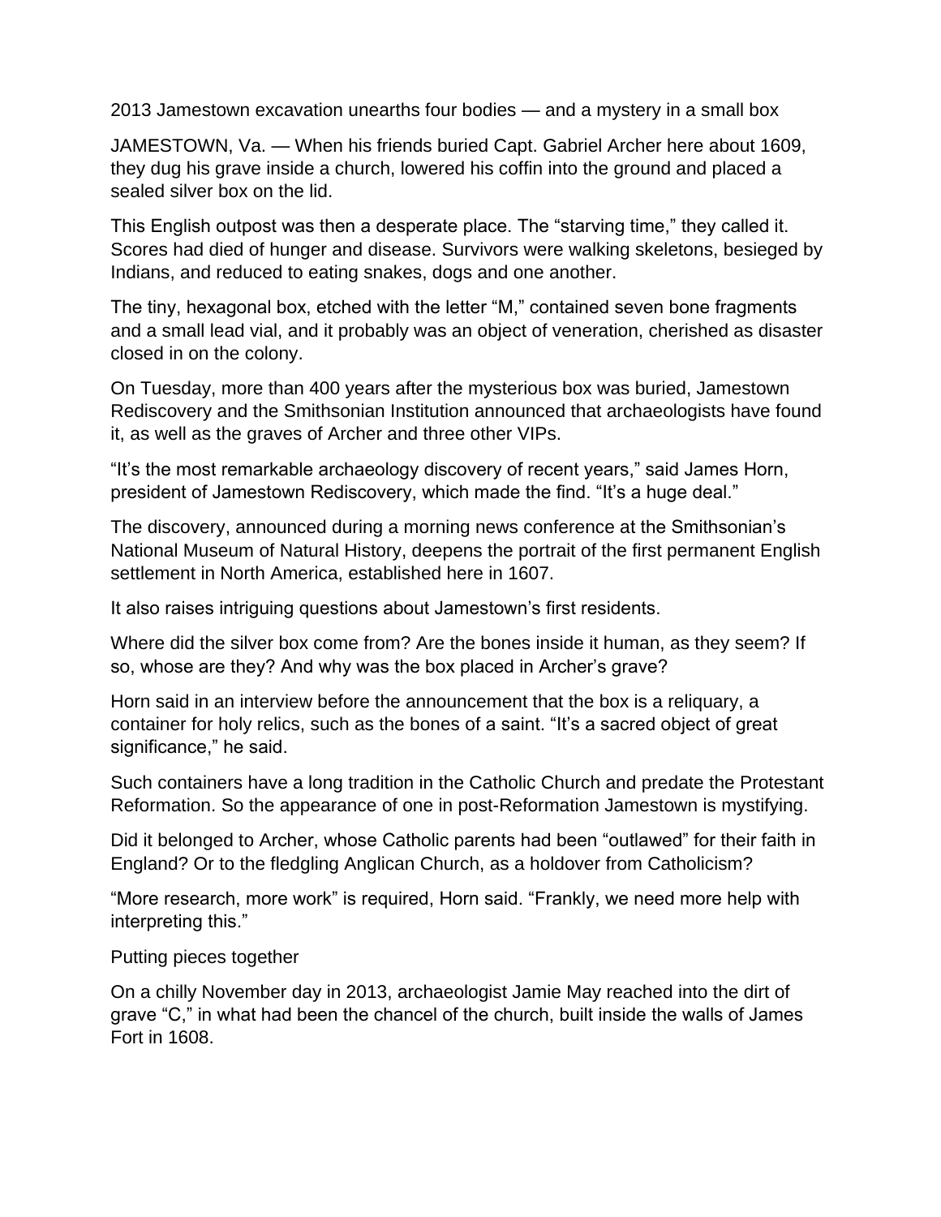2013 Jamestown excavation unearths four bodies — and a mystery in a small box

JAMESTOWN, Va. — When his friends buried Capt. Gabriel Archer here about 1609, they dug his grave inside a church, lowered his coffin into the ground and placed a sealed silver box on the lid.

This English outpost was then a desperate place. The "starving time," they called it. Scores had died of hunger and disease. Survivors were walking skeletons, besieged by Indians, and reduced to eating snakes, dogs and one another.

The tiny, hexagonal box, etched with the letter "M," contained seven bone fragments and a small lead vial, and it probably was an object of veneration, cherished as disaster closed in on the colony.

On Tuesday, more than 400 years after the mysterious box was buried, Jamestown Rediscovery and the Smithsonian Institution announced that archaeologists have found it, as well as the graves of Archer and three other VIPs.

"It's the most remarkable archaeology discovery of recent years," said James Horn, president of Jamestown Rediscovery, which made the find. "It's a huge deal."

The discovery, announced during a morning news conference at the Smithsonian's National Museum of Natural History, deepens the portrait of the first permanent English settlement in North America, established here in 1607.

It also raises intriguing questions about Jamestown's first residents.

Where did the silver box come from? Are the bones inside it human, as they seem? If so, whose are they? And why was the box placed in Archer's grave?

Horn said in an interview before the announcement that the box is a reliquary, a container for holy relics, such as the bones of a saint. "It's a sacred object of great significance," he said.

Such containers have a long tradition in the Catholic Church and predate the Protestant Reformation. So the appearance of one in post-Reformation Jamestown is mystifying.

Did it belonged to Archer, whose Catholic parents had been "outlawed" for their faith in England? Or to the fledgling Anglican Church, as a holdover from Catholicism?

"More research, more work" is required, Horn said. "Frankly, we need more help with interpreting this."

## Putting pieces together

On a chilly November day in 2013, archaeologist Jamie May reached into the dirt of grave "C," in what had been the chancel of the church, built inside the walls of James Fort in 1608.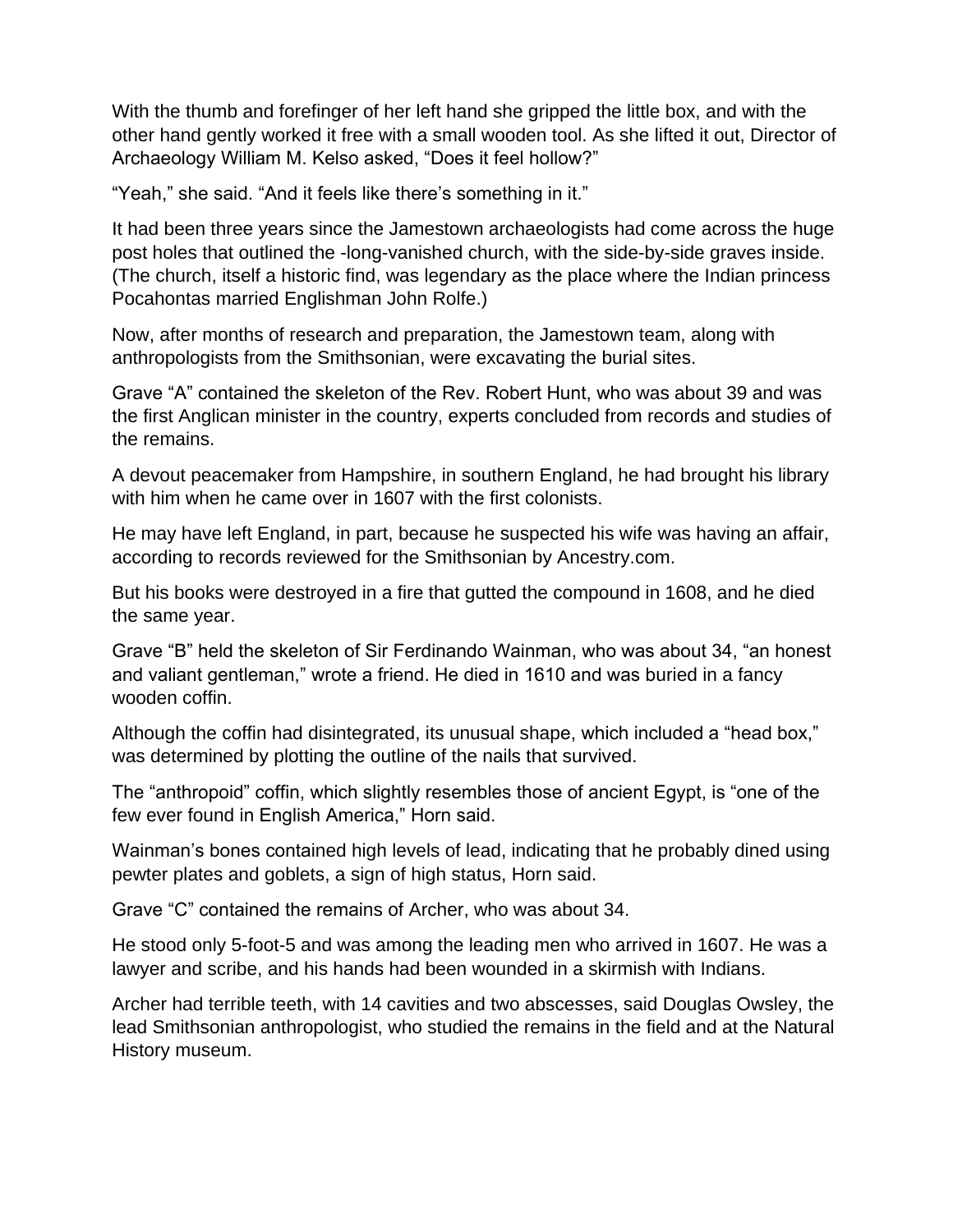With the thumb and forefinger of her left hand she gripped the little box, and with the other hand gently worked it free with a small wooden tool. As she lifted it out, Director of Archaeology William M. Kelso asked, "Does it feel hollow?"

"Yeah," she said. "And it feels like there's something in it."

It had been three years since the Jamestown archaeologists had come across the huge post holes that outlined the -long-vanished church, with the side-by-side graves inside. (The church, itself a historic find, was legendary as the place where the Indian princess Pocahontas married Englishman John Rolfe.)

Now, after months of research and preparation, the Jamestown team, along with anthropologists from the Smithsonian, were excavating the burial sites.

Grave "A" contained the skeleton of the Rev. Robert Hunt, who was about 39 and was the first Anglican minister in the country, experts concluded from records and studies of the remains.

A devout peacemaker from Hampshire, in southern England, he had brought his library with him when he came over in 1607 with the first colonists.

He may have left England, in part, because he suspected his wife was having an affair, according to records reviewed for the Smithsonian by Ancestry.com.

But his books were destroyed in a fire that gutted the compound in 1608, and he died the same year.

Grave "B" held the skeleton of Sir Ferdinando Wainman, who was about 34, "an honest and valiant gentleman," wrote a friend. He died in 1610 and was buried in a fancy wooden coffin.

Although the coffin had disintegrated, its unusual shape, which included a "head box," was determined by plotting the outline of the nails that survived.

The "anthropoid" coffin, which slightly resembles those of ancient Egypt, is "one of the few ever found in English America," Horn said.

Wainman's bones contained high levels of lead, indicating that he probably dined using pewter plates and goblets, a sign of high status, Horn said.

Grave "C" contained the remains of Archer, who was about 34.

He stood only 5-foot-5 and was among the leading men who arrived in 1607. He was a lawyer and scribe, and his hands had been wounded in a skirmish with Indians.

Archer had terrible teeth, with 14 cavities and two abscesses, said Douglas Owsley, the lead Smithsonian anthropologist, who studied the remains in the field and at the Natural History museum.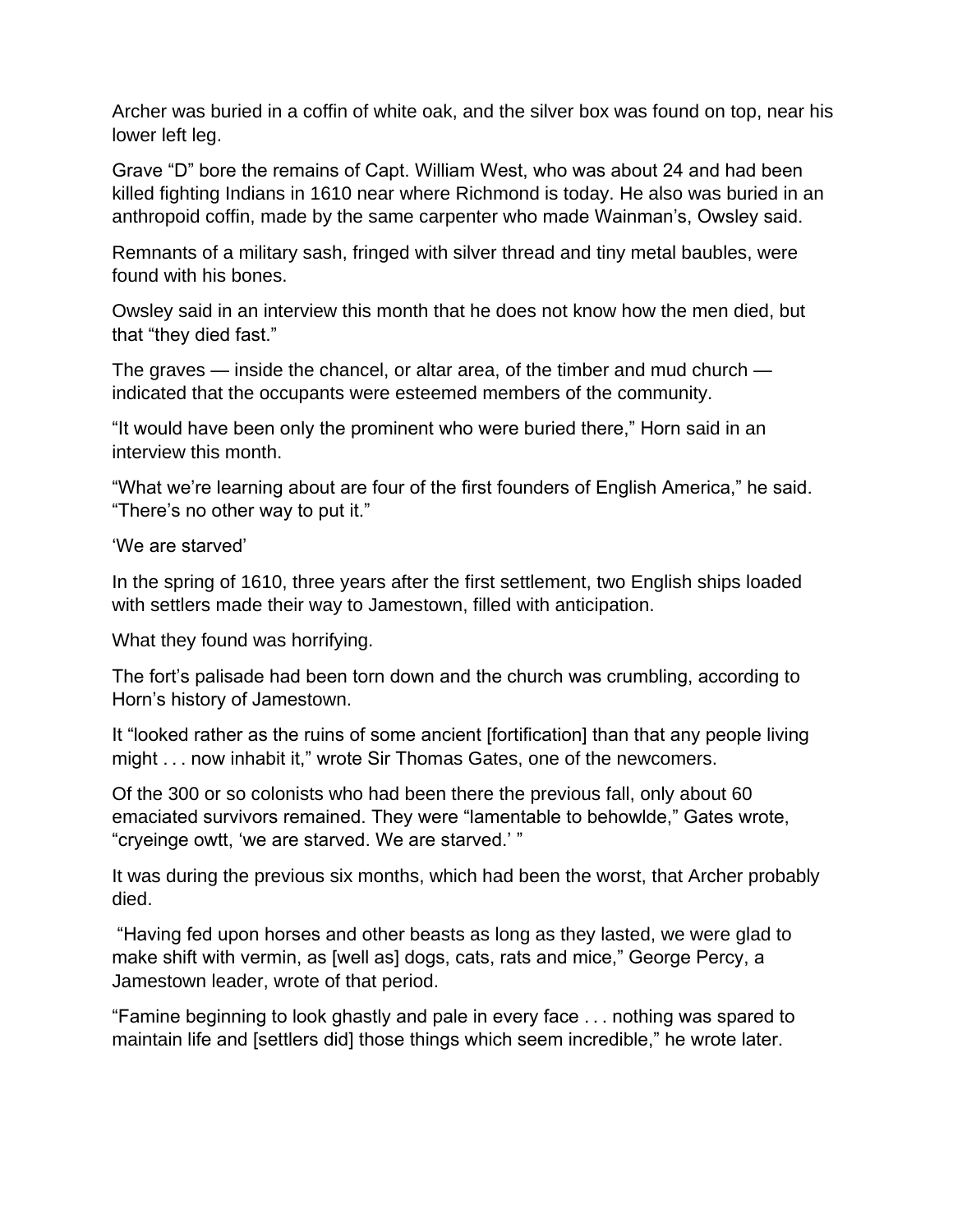Archer was buried in a coffin of white oak, and the silver box was found on top, near his lower left leg.

Grave "D" bore the remains of Capt. William West, who was about 24 and had been killed fighting Indians in 1610 near where Richmond is today. He also was buried in an anthropoid coffin, made by the same carpenter who made Wainman's, Owsley said.

Remnants of a military sash, fringed with silver thread and tiny metal baubles, were found with his bones.

Owsley said in an interview this month that he does not know how the men died, but that "they died fast."

The graves — inside the chancel, or altar area, of the timber and mud church — indicated that the occupants were esteemed members of the community.

"It would have been only the prominent who were buried there," Horn said in an interview this month.

"What we're learning about are four of the first founders of English America," he said. "There's no other way to put it."

## 'We are starved'

In the spring of 1610, three years after the first settlement, two English ships loaded with settlers made their way to Jamestown, filled with anticipation.

What they found was horrifying.

The fort's palisade had been torn down and the church was crumbling, according to Horn's history of Jamestown.

It "looked rather as the ruins of some ancient [fortification] than that any people living might . . . now inhabit it," wrote Sir Thomas Gates, one of the newcomers.

Of the 300 or so colonists who had been there the previous fall, only about 60 emaciated survivors remained. They were "lamentable to behowlde," Gates wrote, "cryeinge owtt, 'we are starved. We are starved.' "

It was during the previous six months, which had been the worst, that Archer probably died.

"Having fed upon horses and other beasts as long as they lasted, we were glad to make shift with vermin, as [well as] dogs, cats, rats and mice," George Percy, a Jamestown leader, wrote of that period.

"Famine beginning to look ghastly and pale in every face . . . nothing was spared to maintain life and [settlers did] those things which seem incredible," he wrote later.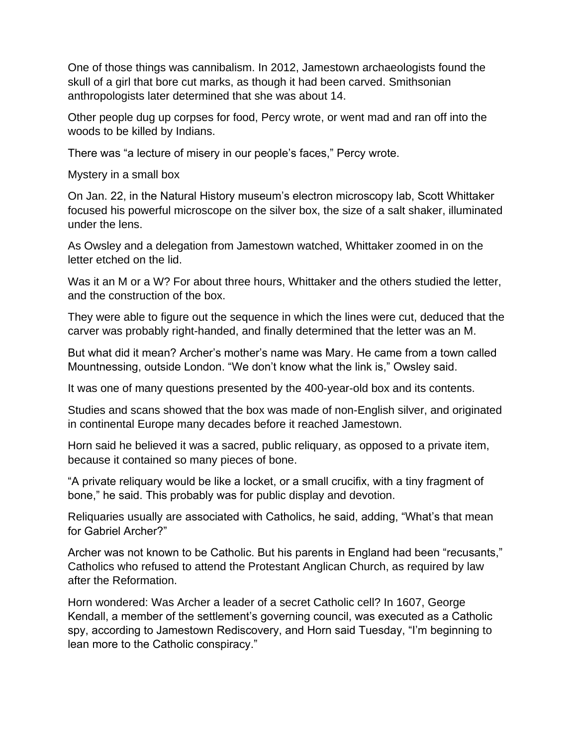One of those things was cannibalism. In 2012, Jamestown archaeologists found the skull of a girl that bore cut marks, as though it had been carved. Smithsonian anthropologists later determined that she was about 14.

Other people dug up corpses for food, Percy wrote, or went mad and ran off into the woods to be killed by Indians.

There was "a lecture of misery in our people's faces," Percy wrote.

## Mystery in a small box

On Jan. 22, in the Natural History museum's electron microscopy lab, Scott Whittaker focused his powerful microscope on the silver box, the size of a salt shaker, illuminated under the lens.

As Owsley and a delegation from Jamestown watched, Whittaker zoomed in on the letter etched on the lid.

Was it an M or a W? For about three hours, Whittaker and the others studied the letter, and the construction of the box.

They were able to figure out the sequence in which the lines were cut, deduced that the carver was probably right-handed, and finally determined that the letter was an M.

But what did it mean? Archer's mother's name was Mary. He came from a town called Mountnessing, outside London. "We don't know what the link is," Owsley said.

It was one of many questions presented by the 400-year-old box and its contents.

Studies and scans showed that the box was made of non-English silver, and originated in continental Europe many decades before it reached Jamestown.

Horn said he believed it was a sacred, public reliquary, as opposed to a private item, because it contained so many pieces of bone.

"A private reliquary would be like a locket, or a small crucifix, with a tiny fragment of bone," he said. This probably was for public display and devotion.

Reliquaries usually are associated with Catholics, he said, adding, "What's that mean for Gabriel Archer?"

Archer was not known to be Catholic. But his parents in England had been "recusants," Catholics who refused to attend the Protestant Anglican Church, as required by law after the Reformation.

Horn wondered: Was Archer a leader of a secret Catholic cell? In 1607, George Kendall, a member of the settlement's governing council, was executed as a Catholic spy, according to Jamestown Rediscovery, and Horn said Tuesday, "I'm beginning to lean more to the Catholic conspiracy."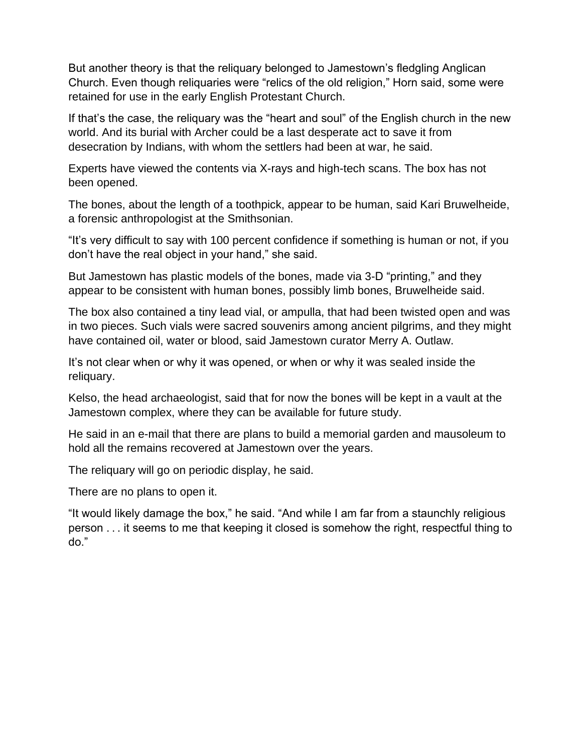But another theory is that the reliquary belonged to Jamestown's fledgling Anglican Church. Even though reliquaries were "relics of the old religion," Horn said, some were retained for use in the early English Protestant Church.

If that's the case, the reliquary was the "heart and soul" of the English church in the new world. And its burial with Archer could be a last desperate act to save it from desecration by Indians, with whom the settlers had been at war, he said.

Experts have viewed the contents via X-rays and high-tech scans. The box has not been opened.

The bones, about the length of a toothpick, appear to be human, said Kari Bruwelheide, a forensic anthropologist at the Smithsonian.

"It's very difficult to say with 100 percent confidence if something is human or not, if you don't have the real object in your hand," she said.

But Jamestown has plastic models of the bones, made via 3-D "printing," and they appear to be consistent with human bones, possibly limb bones, Bruwelheide said.

The box also contained a tiny lead vial, or ampulla, that had been twisted open and was in two pieces. Such vials were sacred souvenirs among ancient pilgrims, and they might have contained oil, water or blood, said Jamestown curator Merry A. Outlaw.

It's not clear when or why it was opened, or when or why it was sealed inside the reliquary.

Kelso, the head archaeologist, said that for now the bones will be kept in a vault at the Jamestown complex, where they can be available for future study.

He said in an e-mail that there are plans to build a memorial garden and mausoleum to hold all the remains recovered at Jamestown over the years.

The reliquary will go on periodic display, he said.

There are no plans to open it.

"It would likely damage the box," he said. "And while I am far from a staunchly religious person . . . it seems to me that keeping it closed is somehow the right, respectful thing to do."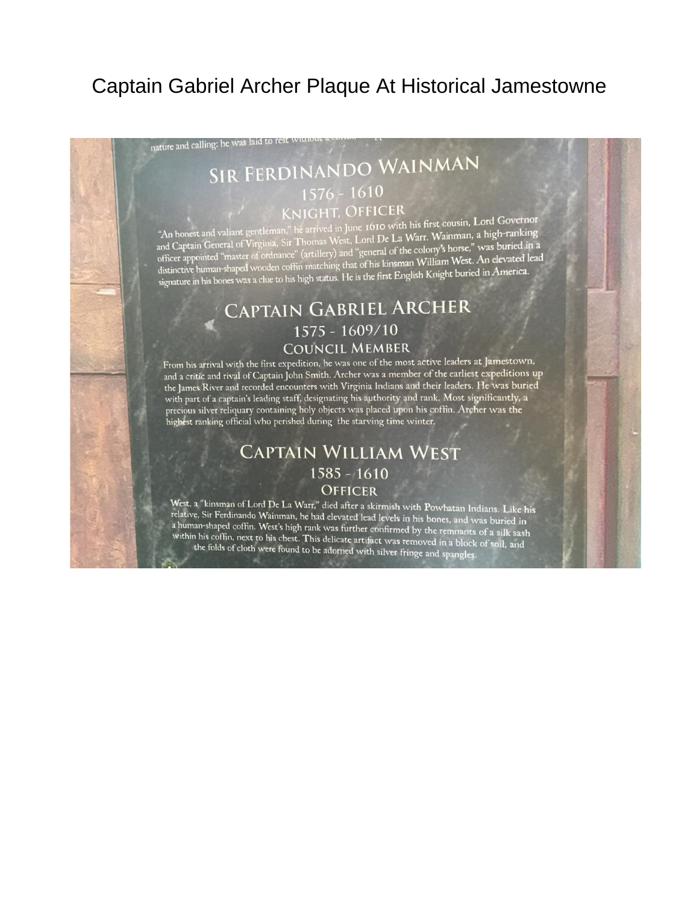# Captain Gabriel Archer Plaque At Historical Jamestowne

nature and calling; he was laid to rest without a coffin...

## SIR FERDINANDO WAINMAN

1576 - 1610

KNIGHT, OFFICER

"An honest and valiant gentleman," he arrived in June 1610 with his first cousin, Lord Governor and Captain General of Virginia, Sir Thomas West, Lord De La Warr. Wainman, a high-ranking officer appointed "master of ordnance" (artillery) and "general of the colony's horse," was buried in a distinctive human-shaped wooden coffin matching that of his kinsman William West. An elevated lead signature in his bones was a clue to his high status. He is the first English Knight buried in America.

## CAPTAIN GABRIEL ARCHER

1575 - 1609/10

COUNCIL MEMBER

From his arrival with the first expedition, he was one of the most active leaders at Jamestown, and a critic and rival of Captain John Smith. Archer was a member of the earliest expeditions up the James River and recorded encounters with Virginia Indians and their leaders. He was buried with part of a captain's leading staff, designating his authority and rank. Most significantly, a precious silver reliquary containing holy objects was placed upon his coffin. Archer was the highest ranking official who perished during the starving time winter.

## CAPTAIN WILLIAM WEST

1585 - 1610

OFFICER

West, a "kinsman of Lord De La Warr," died after a skirmish with Powhatan Indians. Like his relative, Sir Ferdinando Wainman, he had elevated lead levels in his bones, and was buried in a human-shaped coffin. West's high rank was further confirmed by the remnants of a silk sash within his coffin, next to his chest. This delicate artifact was removed in a block of soil, and the folds of cloth were found to be adorned with silver fringe and spangles.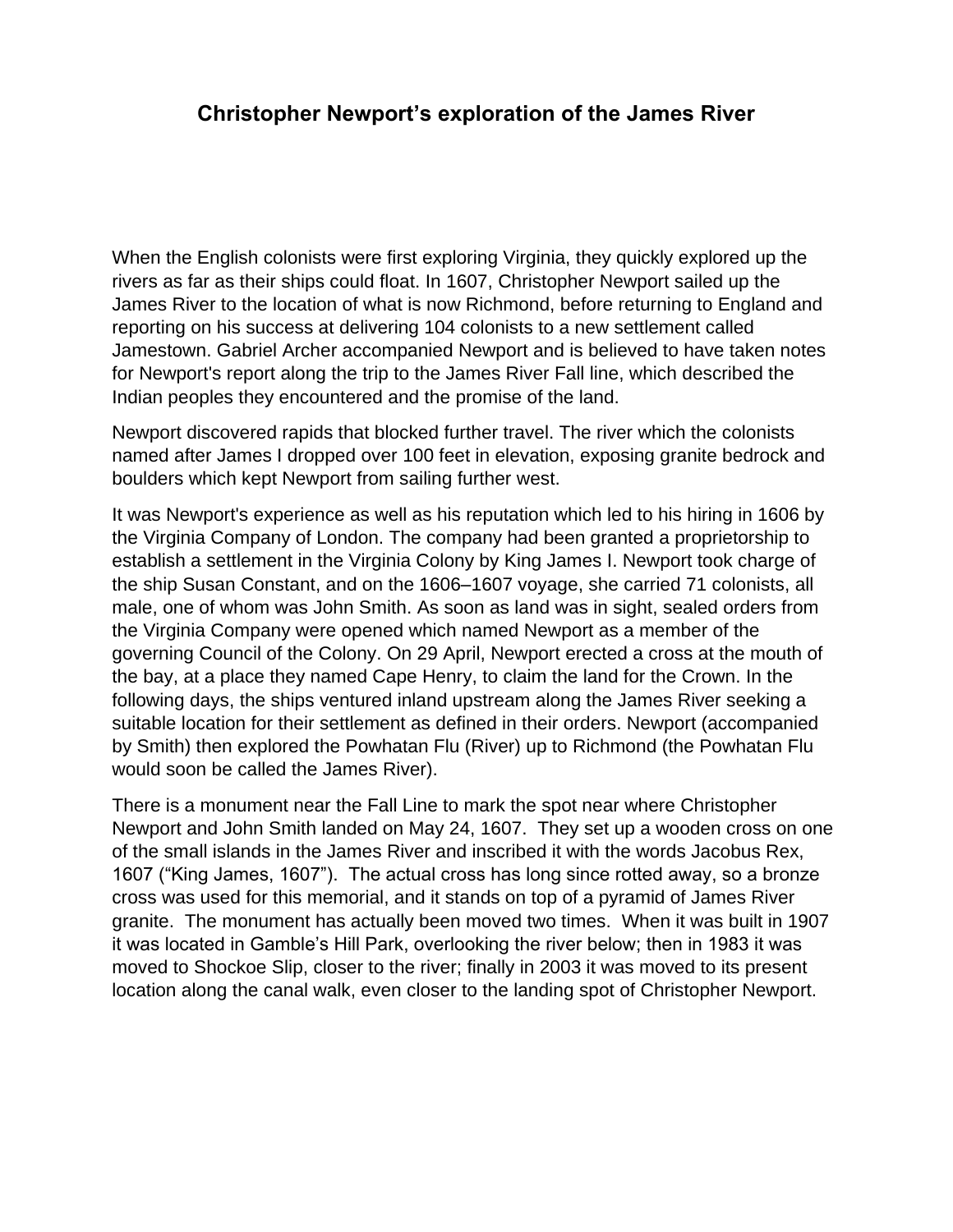## Christopher Newport's exploration of the James River

When the English colonists were first exploring Virginia, they quickly explored up the rivers as far as their ships could float. In 1607, Christopher Newport sailed up the James River to the location of what is now Richmond, before returning to England and reporting on his success at delivering 104 colonists to a new settlement called Jamestown. Gabriel Archer accompanied Newport and is believed to have taken notes for Newport's report along the trip to the James River Fall line, which described the Indian peoples they encountered and the promise of the land.

Newport discovered rapids that blocked further travel. The river which the colonists named after James I dropped over 100 feet in elevation, exposing granite bedrock and boulders which kept Newport from sailing further west.

It was Newport's experience as well as his reputation which led to his hiring in 1606 by the Virginia Company of London. The company had been granted a proprietorship to establish a settlement in the Virginia Colony by King James I. Newport took charge of the ship Susan Constant, and on the 1606–1607 voyage, she carried 71 colonists, all male, one of whom was John Smith. As soon as land was in sight, sealed orders from the Virginia Company were opened which named Newport as a member of the governing Council of the Colony. On 29 April, Newport erected a cross at the mouth of the bay, at a place they named Cape Henry, to claim the land for the Crown. In the following days, the ships ventured inland upstream along the James River seeking a suitable location for their settlement as defined in their orders. Newport (accompanied by Smith) then explored the Powhatan Flu (River) up to Richmond (the Powhatan Flu would soon be called the James River).

There is a monument near the Fall Line to mark the spot near where Christopher Newport and John Smith landed on May 24, 1607. They set up a wooden cross on one of the small islands in the James River and inscribed it with the words Jacobus Rex, 1607 ("King James, 1607"). The actual cross has long since rotted away, so a bronze cross was used for this memorial, and it stands on top of a pyramid of James River granite. The monument has actually been moved two times. When it was built in 1907 it was located in Gamble's Hill Park, overlooking the river below; then in 1983 it was moved to Shockoe Slip, closer to the river; finally in 2003 it was moved to its present location along the canal walk, even closer to the landing spot of Christopher Newport.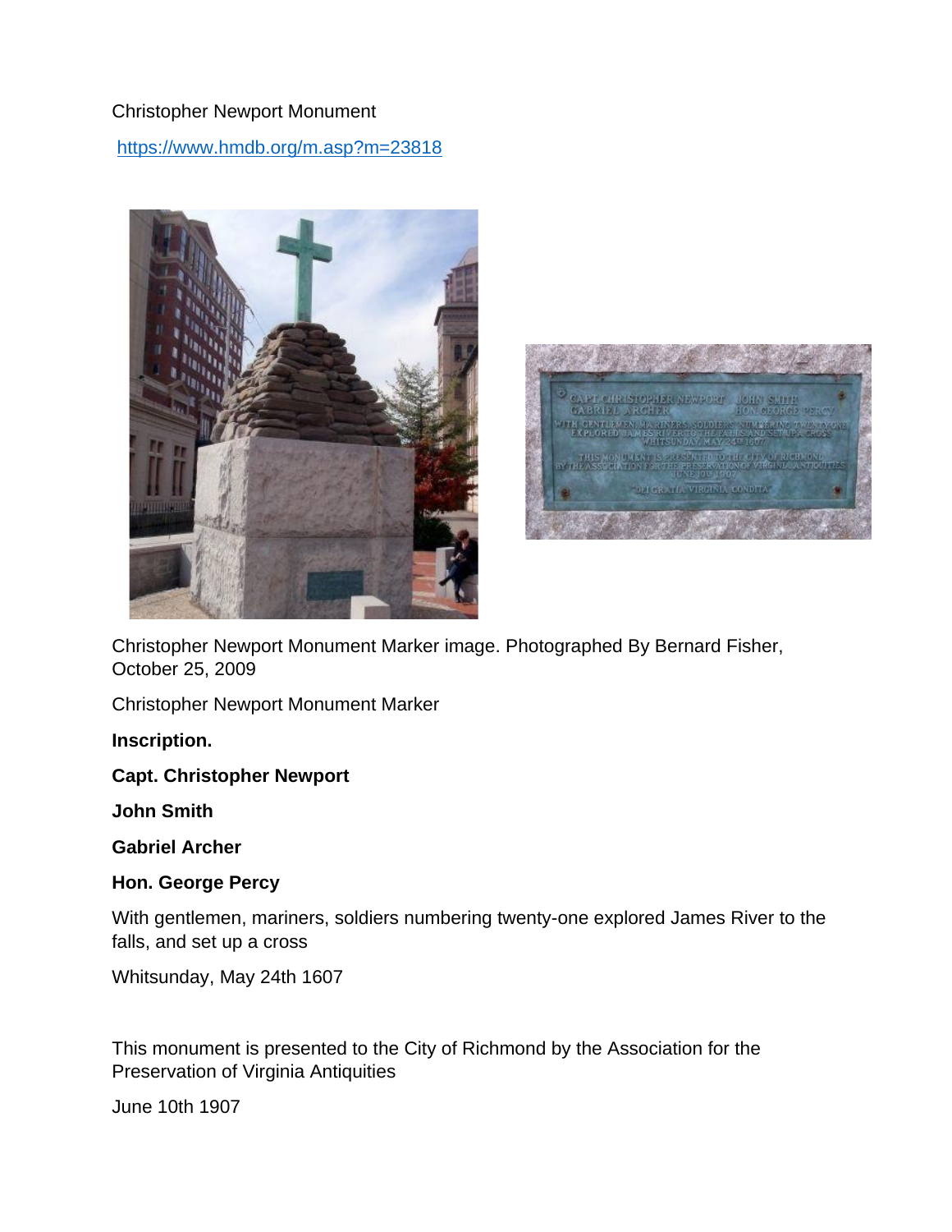Christopher Newport Monument

https://www.hmdb.org/m.asp?m=23818

Christopher Newport Monument Marker image. Photographed By Bernard Fisher, October 25, 2009

Christopher Newport Monument Marker

**Inscription.**

**Capt. Christopher Newport**

**John Smith**

**Gabriel Archer**

**Hon. George Percy**

With gentlemen, mariners, soldiers numbering twenty-one explored James River to the falls, and set up a cross

Whitsunday, May 24th 1607

This monument is presented to the City of Richmond by the Association for the Preservation of Virginia Antiquities

June 10th 1907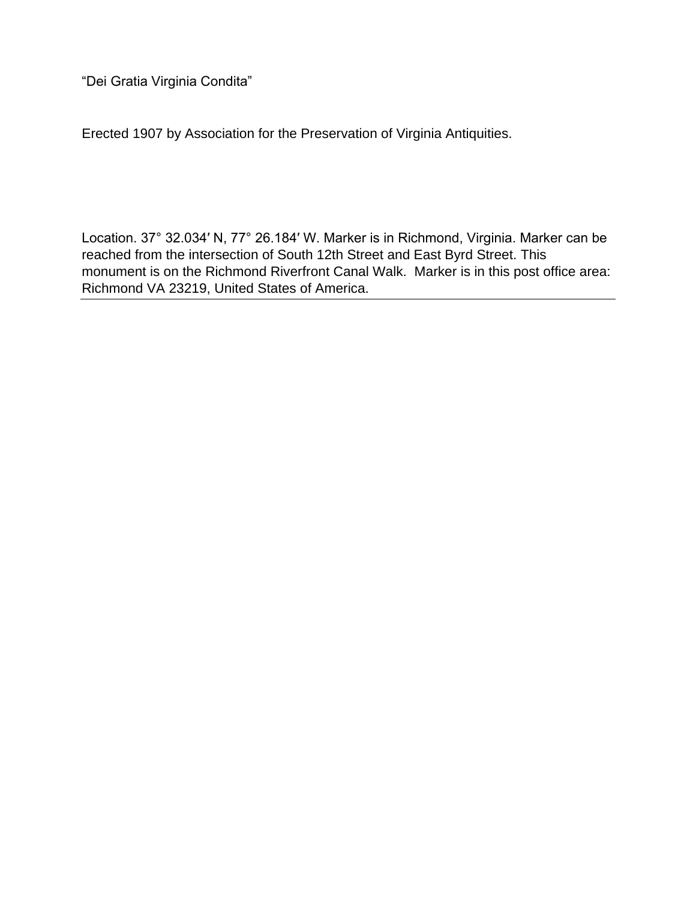“Dei Gratia Virginia Condita”

Erected 1907 by Association for the Preservation of Virginia Antiquities.

Location. 37° 32.034′ N, 77° 26.184′ W. Marker is in Richmond, Virginia. Marker can be reached from the intersection of South 12th Street and East Byrd Street. This monument is on the Richmond Riverfront Canal Walk. Marker is in this post office area: Richmond VA 23219, United States of America.

---